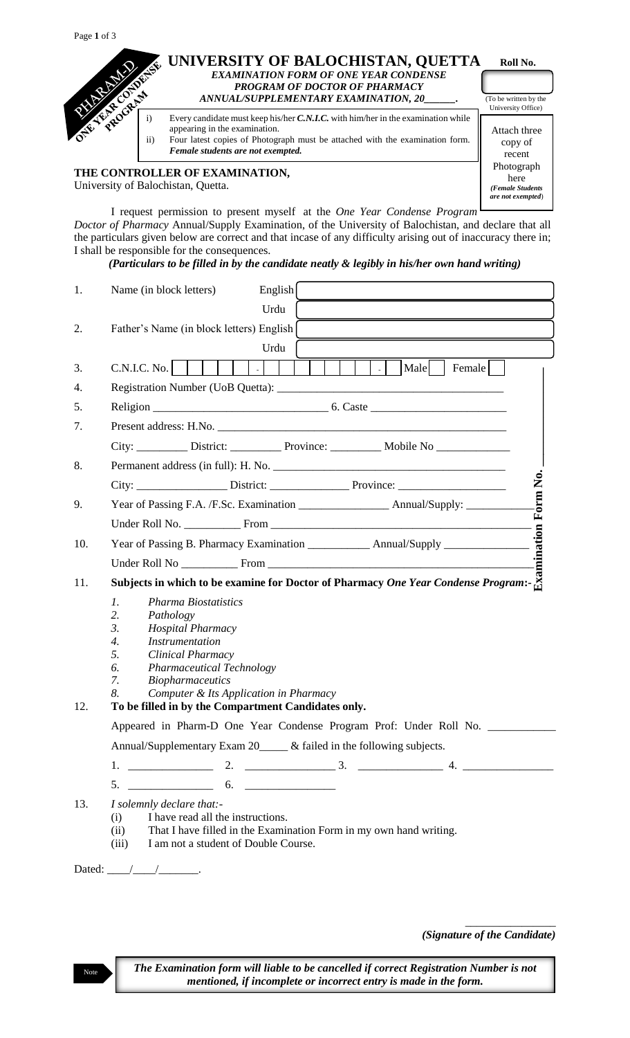PHARAM-D ONE YEAR CONDENSE PROGRAM

# UNIVERSITY OF BALOCHISTAN, QUETTA

***EXAMINATION FORM OF ONE YEAR CONDENSE PROGRAM OF DOCTOR OF PHARMACY ANNUAL/SUPPLEMENTARY EXAMINATION, 20\_\_\_\_\_\_.***

**Roll No.** (To be written by the University Office)

i) Every candidate must keep his/her ***C.N.I.C.*** with him/her in the examination while appearing in the examination.
ii) Four latest copies of Photograph must be attached with the examination form. ***Female students are not exempted.***

Attach three copy of recent Photograph here *(Female Students are not exempted)*

**THE CONTROLLER OF EXAMINATION,**
University of Balochistan, Quetta.

I request permission to present myself at the *One Year Condense Program Doctor of Pharmacy* Annual/Supply Examination, of the University of Balochistan, and declare that all the particulars given below are correct and that incase of any difficulty arising out of inaccuracy there in; I shall be responsible for the consequences.

***(Particulars to be filled in by the candidate neatly & legibly in his/her own hand writing)***

1. Name (in block letters) English \_\_\_\_\_\_\_\_\_\_\_\_\_\_\_\_
   Urdu \_\_\_\_\_\_\_\_\_\_\_\_\_\_\_\_
2. Father's Name (in block letters) English \_\_\_\_\_\_\_\_\_\_\_\_\_\_\_\_
   Urdu \_\_\_\_\_\_\_\_\_\_\_\_\_\_\_\_
3. C.N.I.C. No. \_\_\_\_\_-\_\_\_\_\_\_\_-\_ Male [ ] Female [ ]
4. Registration Number (UoB Quetta): \_\_\_\_\_\_\_\_\_\_\_\_\_\_\_\_\_\_\_\_\_\_\_\_\_\_\_\_\_\_\_\_\_\_\_\_\_\_\_\_
5. Religion \_\_\_\_\_\_\_\_\_\_\_\_\_\_\_\_\_\_\_\_\_\_\_\_\_\_\_\_\_\_ 6. Caste \_\_\_\_\_\_\_\_\_\_\_\_\_\_\_\_\_\_\_\_\_\_\_\_
7. Present address: H.No. \_\_\_\_\_\_\_\_\_\_\_\_\_\_\_\_\_\_\_\_\_\_\_\_\_\_\_\_\_\_\_\_\_\_\_\_\_\_\_\_\_\_\_\_\_\_\_\_\_\_\_
   City: \_\_\_\_\_\_\_\_\_ District: \_\_\_\_\_\_\_\_\_ Province: \_\_\_\_\_\_\_\_\_ Mobile No \_\_\_\_\_\_\_\_\_\_\_\_\_
8. Permanent address (in full): H. No. \_\_\_\_\_\_\_\_\_\_\_\_\_\_\_\_\_\_\_\_\_\_\_\_\_\_\_\_\_\_\_\_\_\_\_\_\_\_\_\_\_\_\_
   City: \_\_\_\_\_\_\_\_\_\_\_\_\_\_\_\_ District: \_\_\_\_\_\_\_\_\_\_\_\_\_\_ Province: \_\_\_\_\_\_\_\_\_\_\_\_\_\_\_\_\_\_\_
9. Year of Passing F.A. /F.Sc. Examination \_\_\_\_\_\_\_\_\_\_\_\_\_\_\_\_ Annual/Supply: \_\_\_\_\_\_\_\_\_\_\_\_
   Under Roll No. \_\_\_\_\_\_\_\_\_\_ From \_\_\_\_\_\_\_\_\_\_\_\_\_\_\_\_\_\_\_\_\_\_\_\_\_\_\_\_\_\_\_\_\_\_\_\_\_\_\_\_\_\_\_\_\_\_\_
10. Year of Passing B. Pharmacy Examination \_\_\_\_\_\_\_\_\_\_\_ Annual/Supply \_\_\_\_\_\_\_\_\_\_\_\_\_\_\_
    Under Roll No \_\_\_\_\_\_\_\_\_\_ From \_\_\_\_\_\_\_\_\_\_\_\_\_\_\_\_\_\_\_\_\_\_\_\_\_\_\_\_\_\_\_\_\_\_\_\_\_\_\_\_\_\_\_\_\_\_\_
11. **Subjects in which to be examine for Doctor of Pharmacy *One Year Condense Program*:-**
    1. *Pharma Biostatistics*
    2. *Pathology*
    3. *Hospital Pharmacy*
    4. *Instrumentation*
    5. *Clinical Pharmacy*
    6. *Pharmaceutical Technology*
    7. *Biopharmaceutics*
    8. *Computer & Its Application in Pharmacy*
12. **To be filled in by the Compartment Candidates only.**
    Appeared in Pharm-D One Year Condense Program Prof: Under Roll No. \_\_\_\_\_\_\_\_\_\_\_\_
    Annual/Supplementary Exam 20\_\_\_\_\_ & failed in the following subjects.
    1. \_\_\_\_\_\_\_\_\_\_\_\_\_\_ 2. \_\_\_\_\_\_\_\_\_\_\_\_\_\_\_\_ 3. \_\_\_\_\_\_\_\_\_\_\_\_\_\_ 4. \_\_\_\_\_\_\_\_\_\_\_\_\_\_\_\_
    5. \_\_\_\_\_\_\_\_\_\_\_\_\_\_ 6. \_\_\_\_\_\_\_\_\_\_\_\_\_\_\_\_
13. *I solemnly declare that:-*
    (i) I have read all the instructions.
    (ii) That I have filled in the Examination Form in my own hand writing.
    (iii) I am not a student of Double Course.

Dated: \_\_\_\_/\_\_\_\_/\_\_\_\_\_\_\_.

**Examination Form No.**

\_\_\_\_\_\_\_\_\_\_\_\_\_\_\_\_\_
***(Signature of the Candidate)***

Note: ***The Examination form will liable to be cancelled if correct Registration Number is not mentioned, if incomplete or incorrect entry is made in the form.***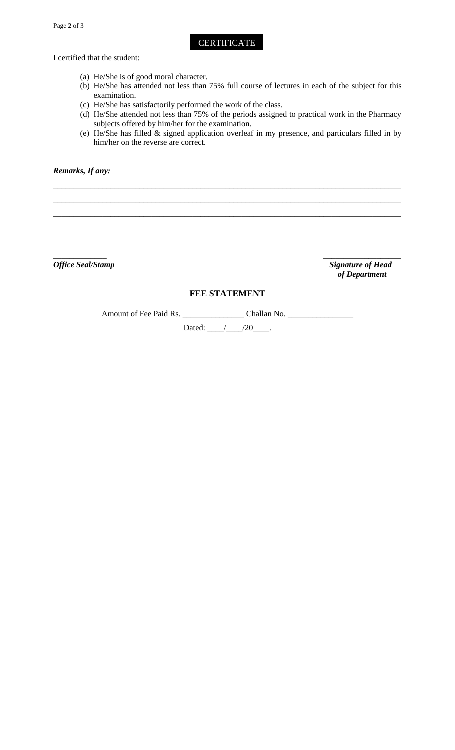## CERTIFICATE

I certified that the student:

(a) He/She is of good moral character.
(b) He/She has attended not less than 75% full course of lectures in each of the subject for this examination.
(c) He/She has satisfactorily performed the work of the class.
(d) He/She attended not less than 75% of the periods assigned to practical work in the Pharmacy subjects offered by him/her for the examination.
(e) He/She has filled & signed application overleaf in my presence, and particulars filled in by him/her on the reverse are correct.

***Remarks, If any:***

_______________________________________________________________________________________

_______________________________________________________________________________________

_______________________________________________________________________________________

_____________ ___________________

***Office Seal/Stamp*** ***Signature of Head of Department***

## FEE STATEMENT

Amount of Fee Paid Rs. _______________ Challan No. ________________

Dated: ____/____/20____.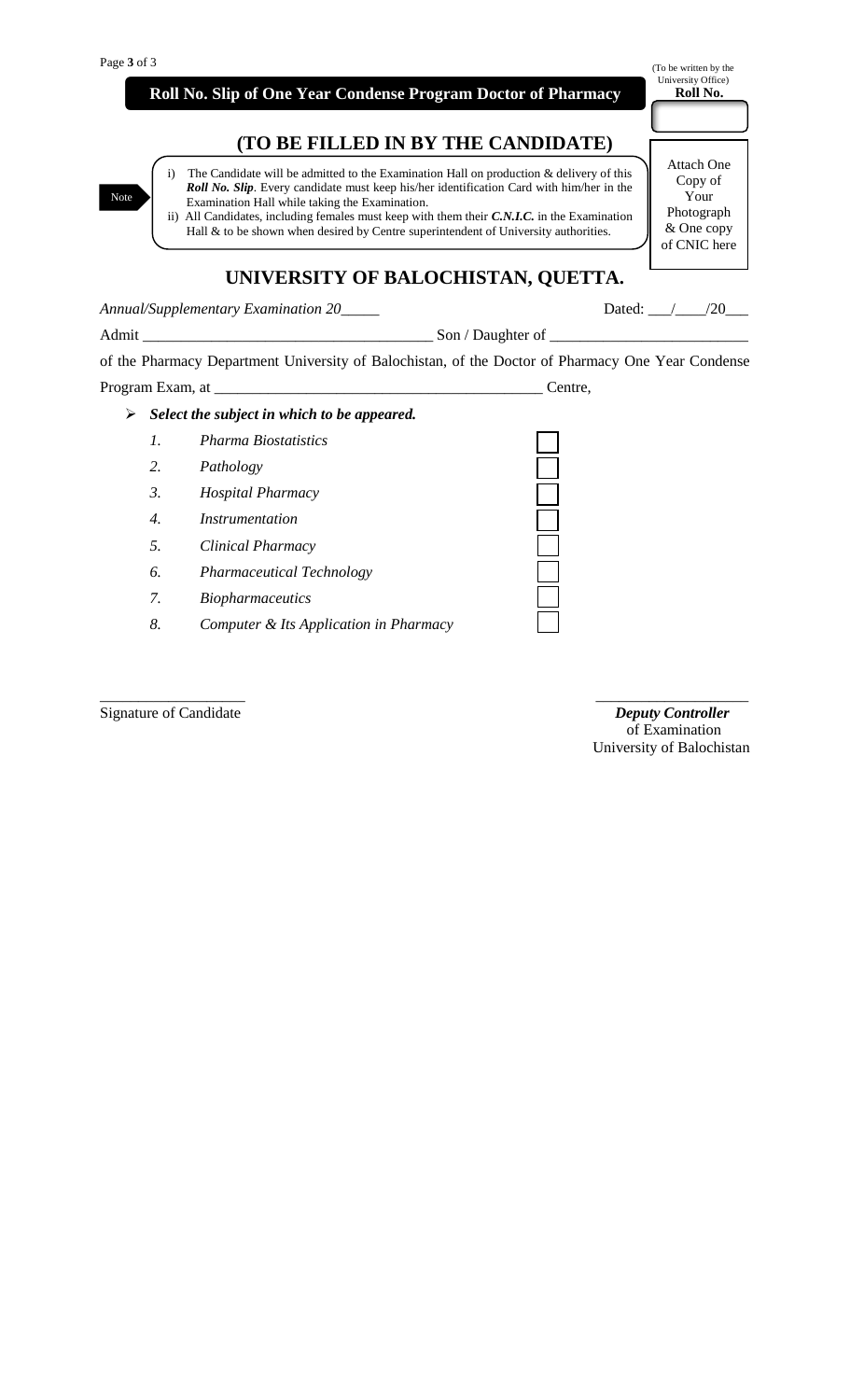(To be written by the University Office)

**Roll No.**

## Roll No. Slip of One Year Condense Program Doctor of Pharmacy

## (TO BE FILLED IN BY THE CANDIDATE)

Note

i) The Candidate will be admitted to the Examination Hall on production & delivery of this ***Roll No. Slip***. Every candidate must keep his/her identification Card with him/her in the Examination Hall while taking the Examination.
ii) All Candidates, including females must keep with them their ***C.N.I.C.*** in the Examination Hall & to be shown when desired by Centre superintendent of University authorities.

Attach One Copy of Your Photograph & One copy of CNIC here

## UNIVERSITY OF BALOCHISTAN, QUETTA.

*Annual/Supplementary Examination 20*_____ Dated: ___/____/20___

Admit _____________________________________ Son / Daughter of _________________________

of the Pharmacy Department University of Balochistan, of the Doctor of Pharmacy One Year Condense Program Exam, at __________________________________________ Centre,

- ***Select the subject in which to be appeared.***

1. *Pharma Biostatistics* ☐
2. *Pathology* ☐
3. *Hospital Pharmacy* ☐
4. *Instrumentation* ☐
5. *Clinical Pharmacy* ☐
6. *Pharmaceutical Technology* ☐
7. *Biopharmaceutics* ☐
8. *Computer & Its Application in Pharmacy* ☐

___________________
Signature of Candidate

___________________
***Deputy Controller***
of Examination
University of Balochistan